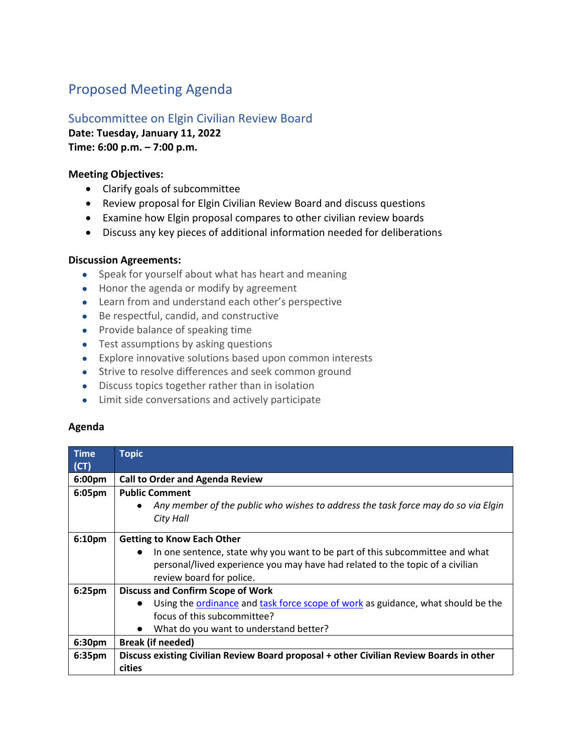# Proposed Meeting Agenda

## Subcommittee on Elgin Civilian Review Board

**Date: Tuesday, January 11, 2022**
**Time: 6:00 p.m. – 7:00 p.m.**

**Meeting Objectives:**

- Clarify goals of subcommittee
- Review proposal for Elgin Civilian Review Board and discuss questions
- Examine how Elgin proposal compares to other civilian review boards
- Discuss any key pieces of additional information needed for deliberations

**Discussion Agreements:**

- Speak for yourself about what has heart and meaning
- Honor the agenda or modify by agreement
- Learn from and understand each other's perspective
- Be respectful, candid, and constructive
- Provide balance of speaking time
- Test assumptions by asking questions
- Explore innovative solutions based upon common interests
- Strive to resolve differences and seek common ground
- Discuss topics together rather than in isolation
- Limit side conversations and actively participate

**Agenda**

| Time (CT) | Topic |
|---|---|
| 6:00pm | **Call to Order and Agenda Review** |
| 6:05pm | **Public Comment**<br>• *Any member of the public who wishes to address the task force may do so via Elgin City Hall* |
| 6:10pm | **Getting to Know Each Other**<br>• In one sentence, state why you want to be part of this subcommittee and what personal/lived experience you may have had related to the topic of a civilian review board for police. |
| 6:25pm | **Discuss and Confirm Scope of Work**<br>• Using the ordinance and task force scope of work as guidance, what should be the focus of this subcommittee?<br>• What do you want to understand better? |
| 6:30pm | **Break (if needed)** |
| 6:35pm | **Discuss existing Civilian Review Board proposal + other Civilian Review Boards in other cities** |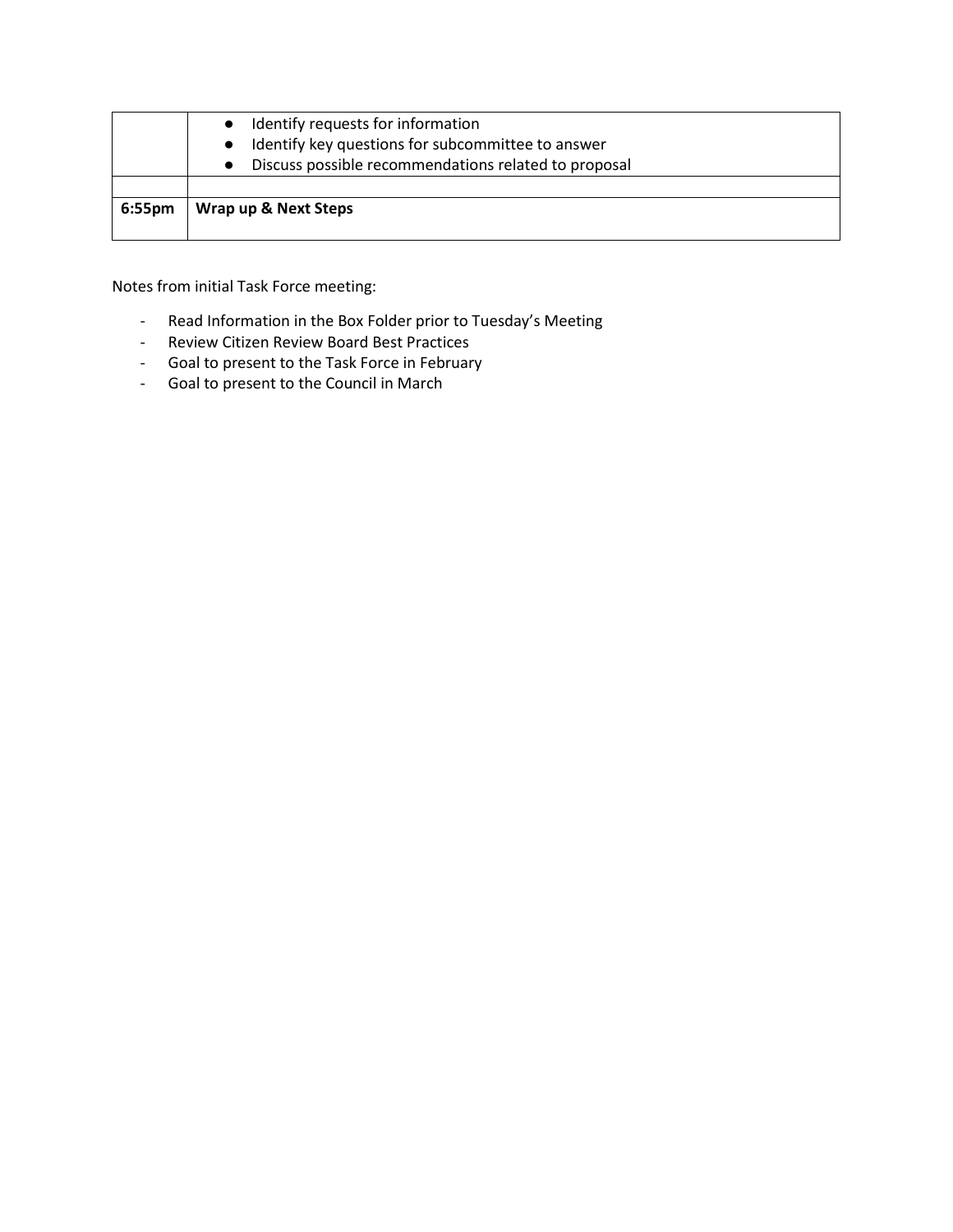| | |
|---|---|
| | • Identify requests for information<br>• Identify key questions for subcommittee to answer<br>• Discuss possible recommendations related to proposal |
| | |
| **6:55pm** | **Wrap up & Next Steps** |

Notes from initial Task Force meeting:

- Read Information in the Box Folder prior to Tuesday's Meeting
- Review Citizen Review Board Best Practices
- Goal to present to the Task Force in February
- Goal to present to the Council in March